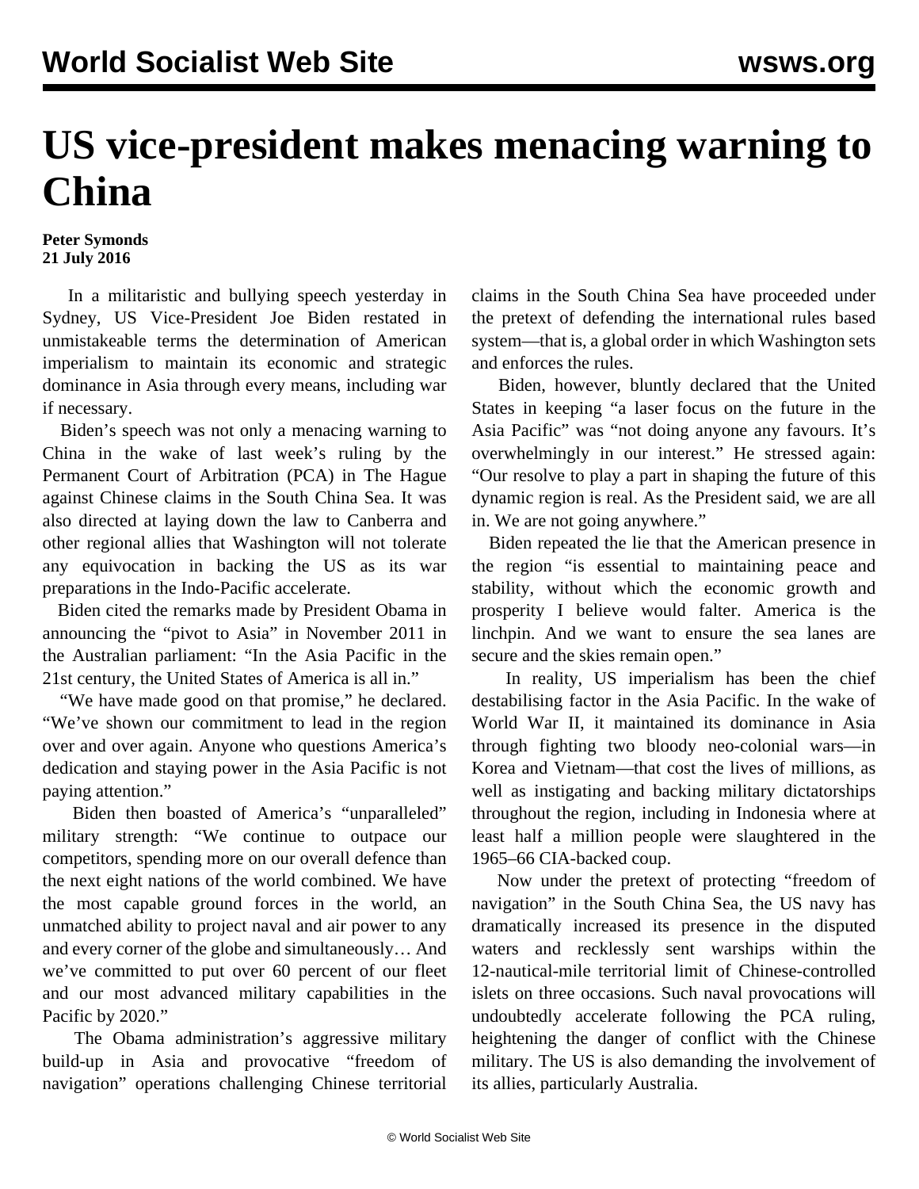# US vice-president makes menacing warning to China

**Peter Symonds**
**21 July 2016**

In a militaristic and bullying speech yesterday in Sydney, US Vice-President Joe Biden restated in unmistakeable terms the determination of American imperialism to maintain its economic and strategic dominance in Asia through every means, including war if necessary.

Biden's speech was not only a menacing warning to China in the wake of last week's ruling by the Permanent Court of Arbitration (PCA) in The Hague against Chinese claims in the South China Sea. It was also directed at laying down the law to Canberra and other regional allies that Washington will not tolerate any equivocation in backing the US as its war preparations in the Indo-Pacific accelerate.

Biden cited the remarks made by President Obama in announcing the "pivot to Asia" in November 2011 in the Australian parliament: "In the Asia Pacific in the 21st century, the United States of America is all in."

"We have made good on that promise," he declared. "We've shown our commitment to lead in the region over and over again. Anyone who questions America's dedication and staying power in the Asia Pacific is not paying attention."

Biden then boasted of America's "unparalleled" military strength: "We continue to outpace our competitors, spending more on our overall defence than the next eight nations of the world combined. We have the most capable ground forces in the world, an unmatched ability to project naval and air power to any and every corner of the globe and simultaneously… And we've committed to put over 60 percent of our fleet and our most advanced military capabilities in the Pacific by 2020."

The Obama administration's aggressive military build-up in Asia and provocative "freedom of navigation" operations challenging Chinese territorial claims in the South China Sea have proceeded under the pretext of defending the international rules based system—that is, a global order in which Washington sets and enforces the rules.

Biden, however, bluntly declared that the United States in keeping "a laser focus on the future in the Asia Pacific" was "not doing anyone any favours. It's overwhelmingly in our interest." He stressed again: "Our resolve to play a part in shaping the future of this dynamic region is real. As the President said, we are all in. We are not going anywhere."

Biden repeated the lie that the American presence in the region "is essential to maintaining peace and stability, without which the economic growth and prosperity I believe would falter. America is the linchpin. And we want to ensure the sea lanes are secure and the skies remain open."

In reality, US imperialism has been the chief destabilising factor in the Asia Pacific. In the wake of World War II, it maintained its dominance in Asia through fighting two bloody neo-colonial wars—in Korea and Vietnam—that cost the lives of millions, as well as instigating and backing military dictatorships throughout the region, including in Indonesia where at least half a million people were slaughtered in the 1965–66 CIA-backed coup.

Now under the pretext of protecting "freedom of navigation" in the South China Sea, the US navy has dramatically increased its presence in the disputed waters and recklessly sent warships within the 12-nautical-mile territorial limit of Chinese-controlled islets on three occasions. Such naval provocations will undoubtedly accelerate following the PCA ruling, heightening the danger of conflict with the Chinese military. The US is also demanding the involvement of its allies, particularly Australia.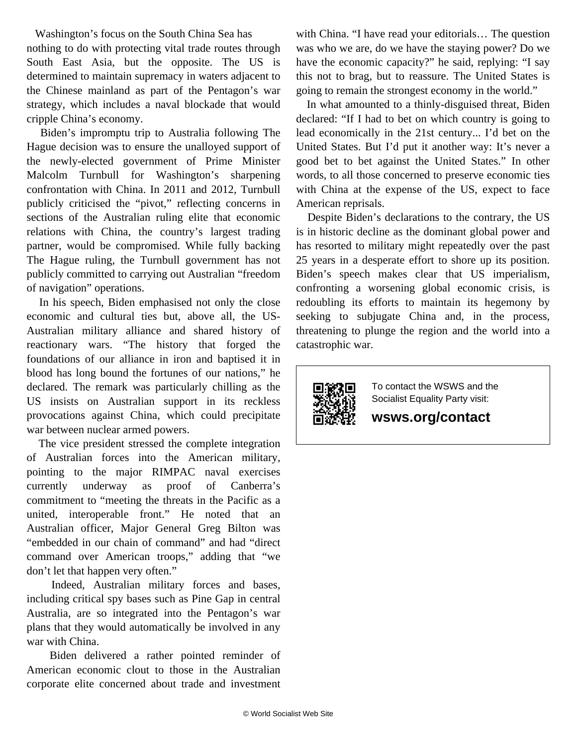Washington's focus on the South China Sea has nothing to do with protecting vital trade routes through South East Asia, but the opposite. The US is determined to maintain supremacy in waters adjacent to the Chinese mainland as part of the Pentagon's war strategy, which includes a naval blockade that would cripple China's economy.

Biden's impromptu trip to Australia following The Hague decision was to ensure the unalloyed support of the newly-elected government of Prime Minister Malcolm Turnbull for Washington's sharpening confrontation with China. In 2011 and 2012, Turnbull publicly criticised the "pivot," reflecting concerns in sections of the Australian ruling elite that economic relations with China, the country's largest trading partner, would be compromised. While fully backing The Hague ruling, the Turnbull government has not publicly committed to carrying out Australian "freedom of navigation" operations.

In his speech, Biden emphasised not only the close economic and cultural ties but, above all, the US-Australian military alliance and shared history of reactionary wars. "The history that forged the foundations of our alliance in iron and baptised it in blood has long bound the fortunes of our nations," he declared. The remark was particularly chilling as the US insists on Australian support in its reckless provocations against China, which could precipitate war between nuclear armed powers.

The vice president stressed the complete integration of Australian forces into the American military, pointing to the major RIMPAC naval exercises currently underway as proof of Canberra's commitment to "meeting the threats in the Pacific as a united, interoperable front." He noted that an Australian officer, Major General Greg Bilton was "embedded in our chain of command" and had "direct command over American troops," adding that "we don't let that happen very often."

Indeed, Australian military forces and bases, including critical spy bases such as Pine Gap in central Australia, are so integrated into the Pentagon's war plans that they would automatically be involved in any war with China.

Biden delivered a rather pointed reminder of American economic clout to those in the Australian corporate elite concerned about trade and investment with China. "I have read your editorials… The question was who we are, do we have the staying power? Do we have the economic capacity?" he said, replying: "I say this not to brag, but to reassure. The United States is going to remain the strongest economy in the world."

In what amounted to a thinly-disguised threat, Biden declared: "If I had to bet on which country is going to lead economically in the 21st century... I'd bet on the United States. But I'd put it another way: It's never a good bet to bet against the United States." In other words, to all those concerned to preserve economic ties with China at the expense of the US, expect to face American reprisals.

Despite Biden's declarations to the contrary, the US is in historic decline as the dominant global power and has resorted to military might repeatedly over the past 25 years in a desperate effort to shore up its position. Biden's speech makes clear that US imperialism, confronting a worsening global economic crisis, is redoubling its efforts to maintain its hegemony by seeking to subjugate China and, in the process, threatening to plunge the region and the world into a catastrophic war.

To contact the WSWS and the Socialist Equality Party visit:

**wsws.org/contact**